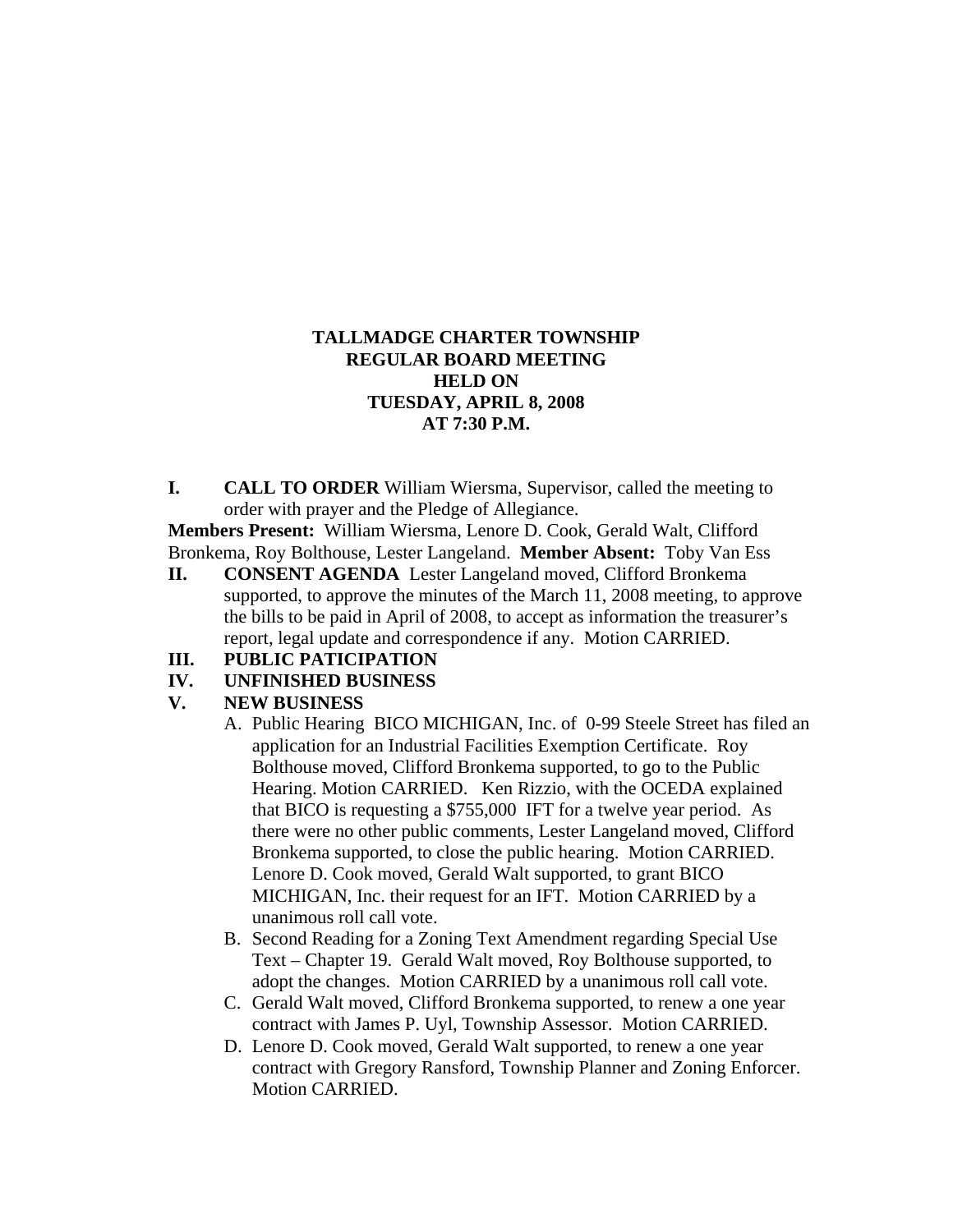**TALLMADGE CHARTER TOWNSHIP**
**REGULAR BOARD MEETING**
**HELD ON**
**TUESDAY, APRIL 8, 2008**
**AT 7:30 P.M.**

**I. CALL TO ORDER** William Wiersma, Supervisor, called the meeting to order with prayer and the Pledge of Allegiance.

**Members Present:** William Wiersma, Lenore D. Cook, Gerald Walt, Clifford Bronkema, Roy Bolthouse, Lester Langeland. **Member Absent:** Toby Van Ess

**II. CONSENT AGENDA** Lester Langeland moved, Clifford Bronkema supported, to approve the minutes of the March 11, 2008 meeting, to approve the bills to be paid in April of 2008, to accept as information the treasurer's report, legal update and correspondence if any. Motion CARRIED.

**III. PUBLIC PATICIPATION**

**IV. UNFINISHED BUSINESS**

**V. NEW BUSINESS**

A. Public Hearing BICO MICHIGAN, Inc. of 0-99 Steele Street has filed an application for an Industrial Facilities Exemption Certificate. Roy Bolthouse moved, Clifford Bronkema supported, to go to the Public Hearing. Motion CARRIED. Ken Rizzio, with the OCEDA explained that BICO is requesting a $755,000 IFT for a twelve year period. As there were no other public comments, Lester Langeland moved, Clifford Bronkema supported, to close the public hearing. Motion CARRIED. Lenore D. Cook moved, Gerald Walt supported, to grant BICO MICHIGAN, Inc. their request for an IFT. Motion CARRIED by a unanimous roll call vote.

B. Second Reading for a Zoning Text Amendment regarding Special Use Text – Chapter 19. Gerald Walt moved, Roy Bolthouse supported, to adopt the changes. Motion CARRIED by a unanimous roll call vote.

C. Gerald Walt moved, Clifford Bronkema supported, to renew a one year contract with James P. Uyl, Township Assessor. Motion CARRIED.

D. Lenore D. Cook moved, Gerald Walt supported, to renew a one year contract with Gregory Ransford, Township Planner and Zoning Enforcer. Motion CARRIED.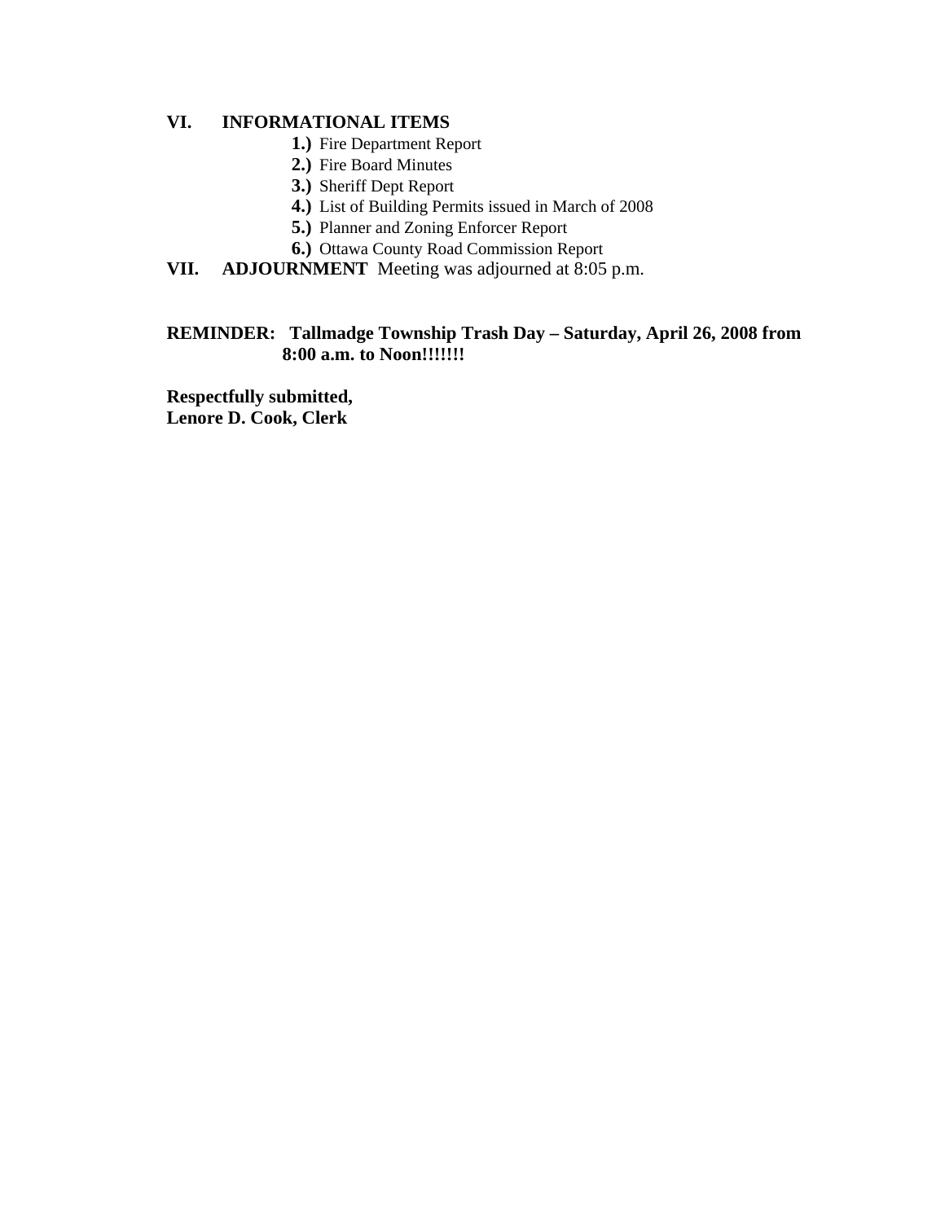**VI. INFORMATIONAL ITEMS**

**1.)** Fire Department Report
**2.)** Fire Board Minutes
**3.)** Sheriff Dept Report
**4.)** List of Building Permits issued in March of 2008
**5.)** Planner and Zoning Enforcer Report
**6.)** Ottawa County Road Commission Report

**VII. ADJOURNMENT** Meeting was adjourned at 8:05 p.m.

**REMINDER: Tallmadge Township Trash Day – Saturday, April 26, 2008 from 8:00 a.m. to Noon!!!!!!!**

**Respectfully submitted,**
**Lenore D. Cook, Clerk**